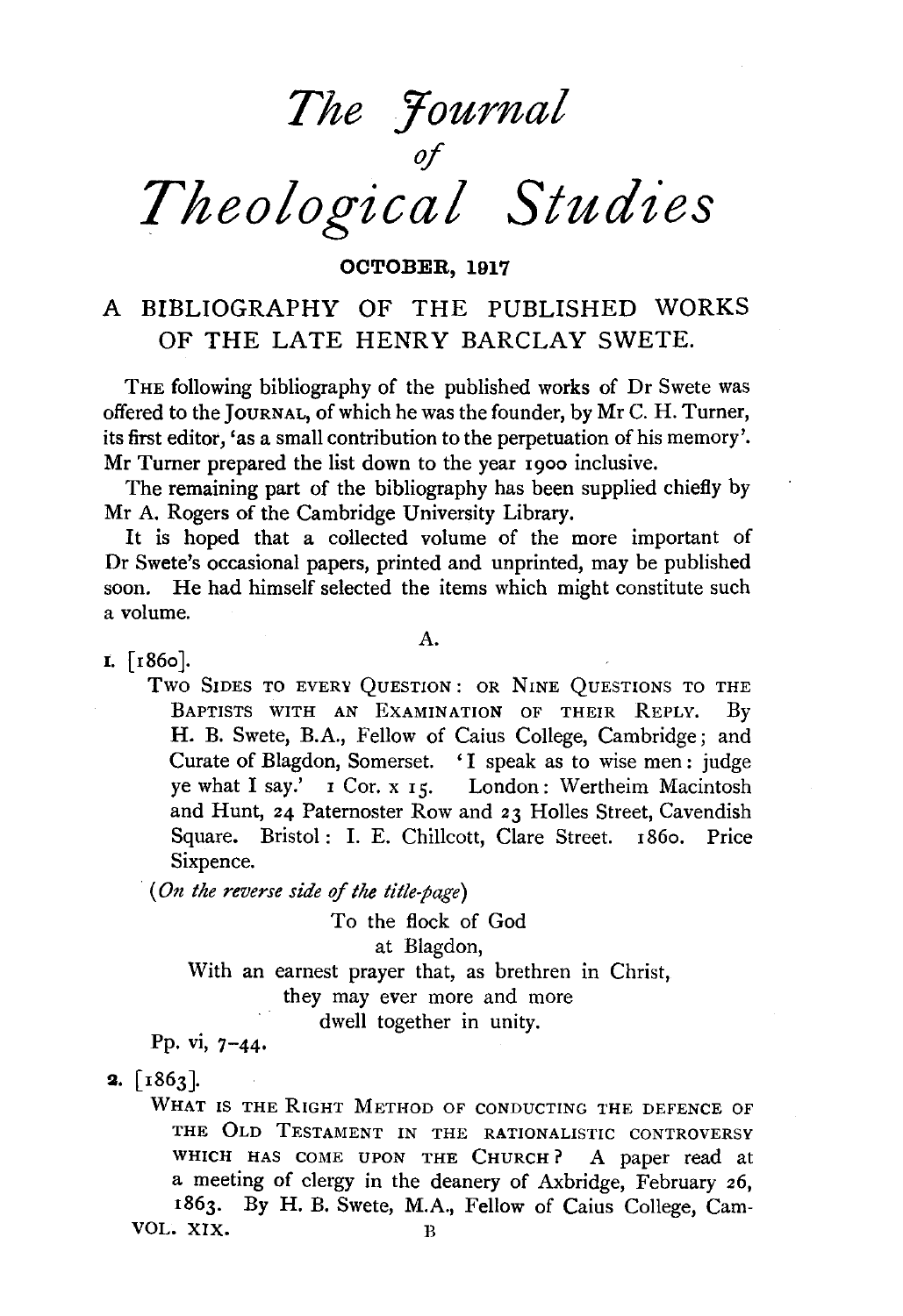# *The Journal of Theological Studies*

**OCTOBER, 1917**

## A BIBLIOGRAPHY OF THE PUBLISHED WORKS OF THE LATE HENRY BARCLAY SWETE.

THE following bibliography of the published works of Dr Swete was offered to the JOURNAL, of which he was the founder, by Mr C. H. Turner, its first editor, 'as a small contribution to the perpetuation of his memory'. Mr Turner prepared the list down to the year 1900 inclusive.

The remaining part of the bibliography has been supplied chiefly by Mr A. Rogers of the Cambridge University Library.

It is hoped that a collected volume of the more important of Dr Swete's occasional papers, printed and unprinted, may be published soon. He had himself selected the items which might constitute such a volume.

A.

1. [1860].

TWO SIDES TO EVERY QUESTION: OR NINE QUESTIONS TO THE BAPTISTS WITH AN EXAMINATION OF THEIR REPLY. By H. B. Swete, B.A., Fellow of Caius College, Cambridge; and Curate of Blagdon, Somerset. 'I speak as to wise men: judge ye what I say.' 1 Cor. x 15. London: Wertheim Macintosh and Hunt, 24 Paternoster Row and 23 Holles Street, Cavendish Square. Bristol: I. E. Chillcott, Clare Street. 1860. Price Sixpence.

(*On the reverse side of the title-page*)

To the flock of God
at Blagdon,
With an earnest prayer that, as brethren in Christ,
they may ever more and more
dwell together in unity.

Pp. vi, 7–44.

2. [1863].

WHAT IS THE RIGHT METHOD OF CONDUCTING THE DEFENCE OF THE OLD TESTAMENT IN THE RATIONALISTIC CONTROVERSY WHICH HAS COME UPON THE CHURCH? A paper read at a meeting of clergy in the deanery of Axbridge, February 26, 1863. By H. B. Swete, M.A., Fellow of Caius College, Cam-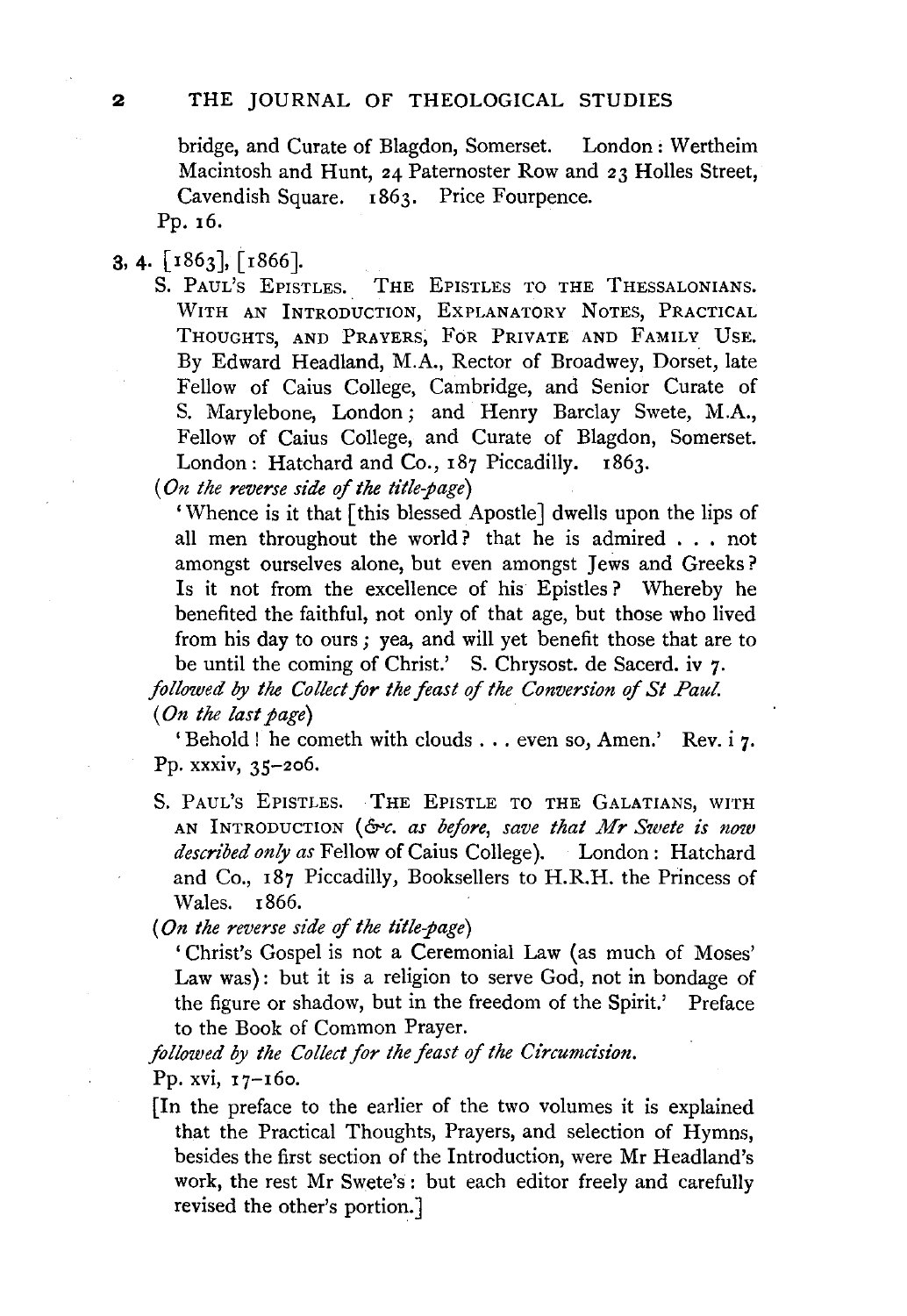bridge, and Curate of Blagdon, Somerset. London: Wertheim Macintosh and Hunt, 24 Paternoster Row and 23 Holles Street, Cavendish Square. 1863. Price Fourpence.

Pp. 16.

3, 4. [1863], [1866].

S. PAUL'S EPISTLES. THE EPISTLES TO THE THESSALONIANS. WITH AN INTRODUCTION, EXPLANATORY NOTES, PRACTICAL THOUGHTS, AND PRAYERS, FOR PRIVATE AND FAMILY USE. By Edward Headland, M.A., Rector of Broadwey, Dorset, late Fellow of Caius College, Cambridge, and Senior Curate of S. Marylebone, London; and Henry Barclay Swete, M.A., Fellow of Caius College, and Curate of Blagdon, Somerset. London: Hatchard and Co., 187 Piccadilly. 1863.

(*On the reverse side of the title-page*)

'Whence is it that [this blessed Apostle] dwells upon the lips of all men throughout the world? that he is admired . . . not amongst ourselves alone, but even amongst Jews and Greeks? Is it not from the excellence of his Epistles? Whereby he benefited the faithful, not only of that age, but those who lived from his day to ours; yea, and will yet benefit those that are to be until the coming of Christ.' S. Chrysost. de Sacerd. iv 7.

*followed by the Collect for the feast of the Conversion of St Paul.*

(*On the last page*)

'Behold! he cometh with clouds . . . even so, Amen.' Rev. i 7.

Pp. xxxiv, 35–206.

S. PAUL'S EPISTLES. THE EPISTLE TO THE GALATIANS, WITH AN INTRODUCTION (*&c. as before, save that Mr Swete is now described only as* Fellow of Caius College). London: Hatchard and Co., 187 Piccadilly, Booksellers to H.R.H. the Princess of Wales. 1866.

(*On the reverse side of the title-page*)

'Christ's Gospel is not a Ceremonial Law (as much of Moses' Law was): but it is a religion to serve God, not in bondage of the figure or shadow, but in the freedom of the Spirit.' Preface to the Book of Common Prayer.

*followed by the Collect for the feast of the Circumcision.*

Pp. xvi, 17–160.

[In the preface to the earlier of the two volumes it is explained that the Practical Thoughts, Prayers, and selection of Hymns, besides the first section of the Introduction, were Mr Headland's work, the rest Mr Swete's: but each editor freely and carefully revised the other's portion.]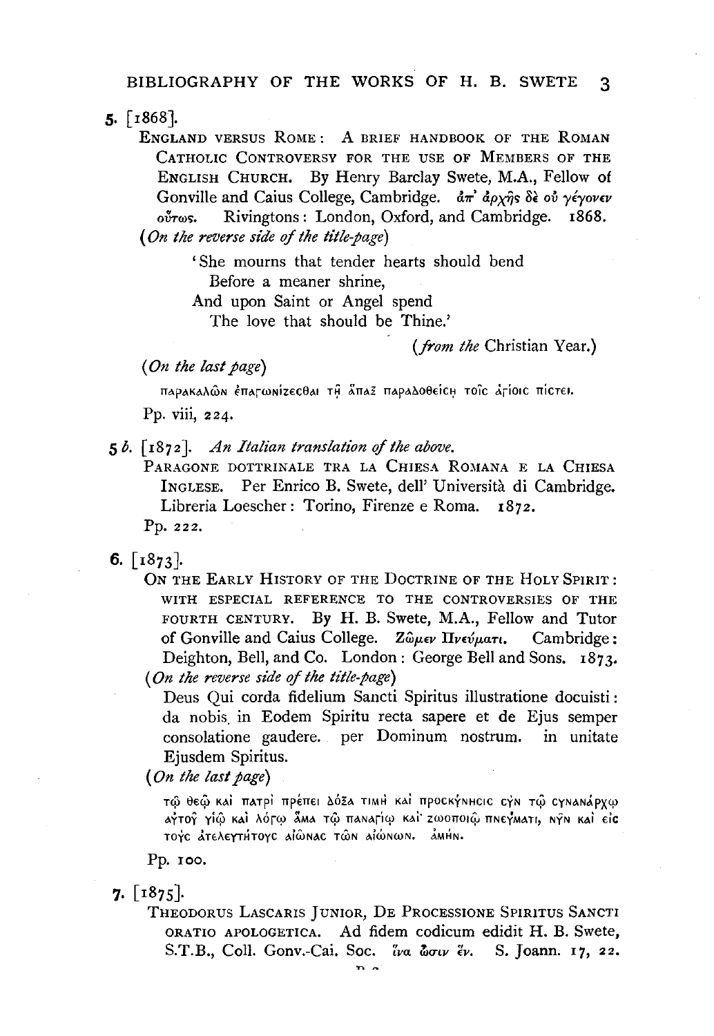**5.** [1868].

ENGLAND VERSUS ROME: A BRIEF HANDBOOK OF THE ROMAN CATHOLIC CONTROVERSY FOR THE USE OF MEMBERS OF THE ENGLISH CHURCH. By Henry Barclay Swete, M.A., Fellow of Gonville and Caius College, Cambridge. *ἀπ' ἀρχῆς δὲ οὐ γέγονεν οὕτως.* Rivingtons: London, Oxford, and Cambridge. 1868.

(*On the reverse side of the title-page*)

> 'She mourns that tender hearts should bend
> Before a meaner shrine,
> And upon Saint or Angel spend
> The love that should be Thine.'
>
> (*from the* Christian Year.)

(*On the last page*)

παρακαλῶν ἐπαγωνίζεσθαι τῇ ἅπαξ παραδοθείσῃ τοῖς ἁγίοις πίστει.

Pp. viii, 224.

**5 *b*.** [1872]. *An Italian translation of the above.*

PARAGONE DOTTRINALE TRA LA CHIESA ROMANA E LA CHIESA INGLESE. Per Enrico B. Swete, dell' Università di Cambridge. Libreria Loescher: Torino, Firenze e Roma. 1872.

Pp. 222.

**6.** [1873].

ON THE EARLY HISTORY OF THE DOCTRINE OF THE HOLY SPIRIT: WITH ESPECIAL REFERENCE TO THE CONTROVERSIES OF THE FOURTH CENTURY. By H. B. Swete, M.A., Fellow and Tutor of Gonville and Caius College. *Ζῶμεν Πνεύματι.* Cambridge: Deighton, Bell, and Co. London: George Bell and Sons. 1873.

(*On the reverse side of the title-page*)

Deus Qui corda fidelium Sancti Spiritus illustratione docuisti: da nobis in Eodem Spiritu recta sapere et de Ejus semper consolatione gaudere. per Dominum nostrum. in unitate Ejusdem Spiritus.

(*On the last page*)

τῷ θεῷ καὶ πατρὶ πρέπει δόξα τιμὴ καὶ προσκύνησις σὺν τῷ συνανάρχῳ αὐτοῦ υἱῷ καὶ λόγῳ ἅμα τῷ παναγίῳ καὶ ζωοποιῷ πνεύματι, νῦν καὶ εἰς τοὺς ἀτελευτήτους αἰῶνας τῶν αἰώνων. ἀμήν.

Pp. 100.

**7.** [1875].

THEODORUS LASCARIS JUNIOR, DE PROCESSIONE SPIRITUS SANCTI ORATIO APOLOGETICA. Ad fidem codicum edidit H. B. Swete, S.T.B., Coll. Gonv.-Cai. Soc. *ἵνα ὦσιν ἕν.* S. Joann. 17, 22.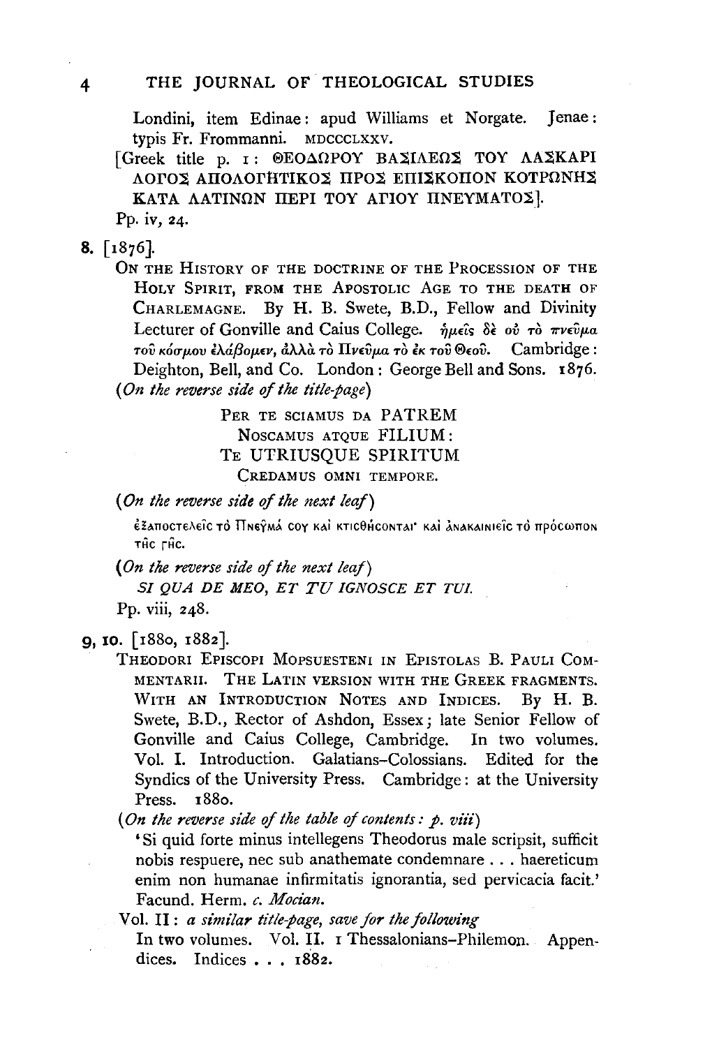Londini, item Edinae: apud Williams et Norgate. Jenae: typis Fr. Frommanni. MDCCCLXXV.

[Greek title p. 1: ΘΕΟΔΩΡΟΥ ΒΑΣΙΛΕΩΣ ΤΟΥ ΛΑΣΚΑΡΙ ΛΟΓΟΣ ΑΠΟΛΟΓΗΤΙΚΟΣ ΠΡΟΣ ΕΠΙΣΚΟΠΟΝ ΚΟΤΡΩΝΗΣ ΚΑΤΑ ΛΑΤΙΝΩΝ ΠΕΡΙ ΤΟΥ ΑΓΙΟΥ ΠΝΕΥΜΑΤΟΣ].

Pp. iv, 24.

**8.** [1876].

ON THE HISTORY OF THE DOCTRINE OF THE PROCESSION OF THE HOLY SPIRIT, FROM THE APOSTOLIC AGE TO THE DEATH OF CHARLEMAGNE. By H. B. Swete, B.D., Fellow and Divinity Lecturer of Gonville and Caius College. ἡμεῖς δὲ οὐ τὸ πνεῦμα τοῦ κόσμου ἐλάβομεν, ἀλλὰ τὸ Πνεῦμα τὸ ἐκ τοῦ Θεοῦ. Cambridge: Deighton, Bell, and Co. London: George Bell and Sons. 1876.

*(On the reverse side of the title-page)*

PER TE SCIAMUS DA PATREM
NOSCAMUS ATQUE FILIUM:
TE UTRIUSQUE SPIRITUM
CREDAMUS OMNI TEMPORE.

*(On the reverse side of the next leaf)*

ἐξαποστελεῖς τὸ Πνεῦμά σου καὶ κτισθήσονται· καὶ ἀνακαινιεῖς τὸ πρόσωπον τῆς γῆς.

*(On the reverse side of the next leaf)*

*SI QUA DE MEO, ET TU IGNOSCE ET TUI.*

Pp. viii, 248.

**9, 10.** [1880, 1882].

THEODORI EPISCOPI MOPSUESTENI IN EPISTOLAS B. PAULI COMMENTARII. THE LATIN VERSION WITH THE GREEK FRAGMENTS. WITH AN INTRODUCTION NOTES AND INDICES. By H. B. Swete, B.D., Rector of Ashdon, Essex; late Senior Fellow of Gonville and Caius College, Cambridge. In two volumes. Vol. I. Introduction. Galatians–Colossians. Edited for the Syndics of the University Press. Cambridge: at the University Press. 1880.

*(On the reverse side of the table of contents: p. viii)*

'Si quid forte minus intellegens Theodorus male scripsit, sufficit nobis respuere, nec sub anathemate condemnare . . . haereticum enim non humanae infirmitatis ignorantia, sed pervicacia facit.' Facund. Herm. *c. Mocian.*

Vol. II: *a similar title-page, save for the following*

In two volumes. Vol. II. 1 Thessalonians–Philemon. Appendices. Indices . . . 1882.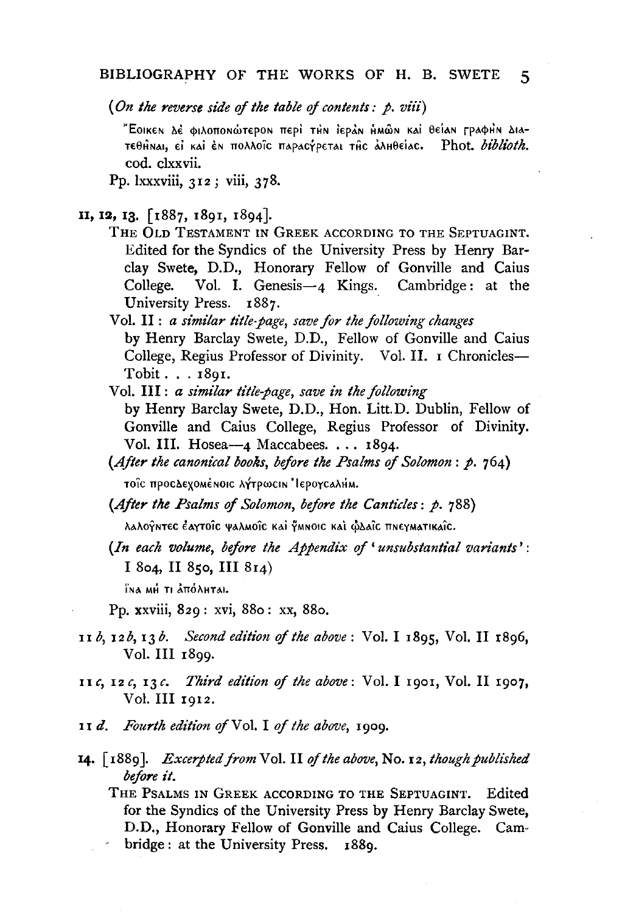*(On the reverse side of the table of contents: p. viii)*

Ἔοικεν δὲ φιλοπονώτερον περὶ τὴν ἱερὰν ἡμῶν καὶ θείαν γραφὴν διατεθῆναι, εἰ καὶ ἐν πολλοῖς παρασύρεται τῆς ἀληθείας. Phot. *biblioth.* cod. clxxvii.

Pp. lxxxviii, 312; viii, 378.

**11, 12, 13.** [1887, 1891, 1894].

THE OLD TESTAMENT IN GREEK ACCORDING TO THE SEPTUAGINT. Edited for the Syndics of the University Press by Henry Barclay Swete, D.D., Honorary Fellow of Gonville and Caius College. Vol. I. Genesis—4 Kings. Cambridge: at the University Press. 1887.

Vol. II: *a similar title-page, save for the following changes* by Henry Barclay Swete, D.D., Fellow of Gonville and Caius College, Regius Professor of Divinity. Vol. II. 1 Chronicles—Tobit . . . 1891.

Vol. III: *a similar title-page, save in the following* by Henry Barclay Swete, D.D., Hon. Litt.D. Dublin, Fellow of Gonville and Caius College, Regius Professor of Divinity. Vol. III. Hosea—4 Maccabees. . . . 1894.

*(After the canonical books, before the Psalms of Solomon: p. 764)*

τοῖς προσδεχομένοις λύτρωσιν Ἰερουσαλήμ.

*(After the Psalms of Solomon, before the Canticles: p. 788)*

λαλοῦντες ἑαυτοῖς ψαλμοῖς καὶ ὕμνοις καὶ ᾠδαῖς πνευματικαῖς.

*(In each volume, before the Appendix of 'unsubstantial variants': I 804, II 850, III 814)*

ἵνα μή τι ἀπόληται.

Pp. xxviii, 829: xvi, 880: xx, 880.

11 *b*, 12 *b*, 13 *b*. *Second edition of the above*: Vol. I 1895, Vol. II 1896, Vol. III 1899.

11 *c*, 12 *c*, 13 *c*. *Third edition of the above*: Vol. I 1901, Vol. II 1907, Vol. III 1912.

11 *d*. *Fourth edition of* Vol. I *of the above*, 1909.

**14.** [1889]. *Excerpted from* Vol. II *of the above*, No. 12, *though published before it.*

THE PSALMS IN GREEK ACCORDING TO THE SEPTUAGINT. Edited for the Syndics of the University Press by Henry Barclay Swete, D.D., Honorary Fellow of Gonville and Caius College. Cambridge: at the University Press. 1889.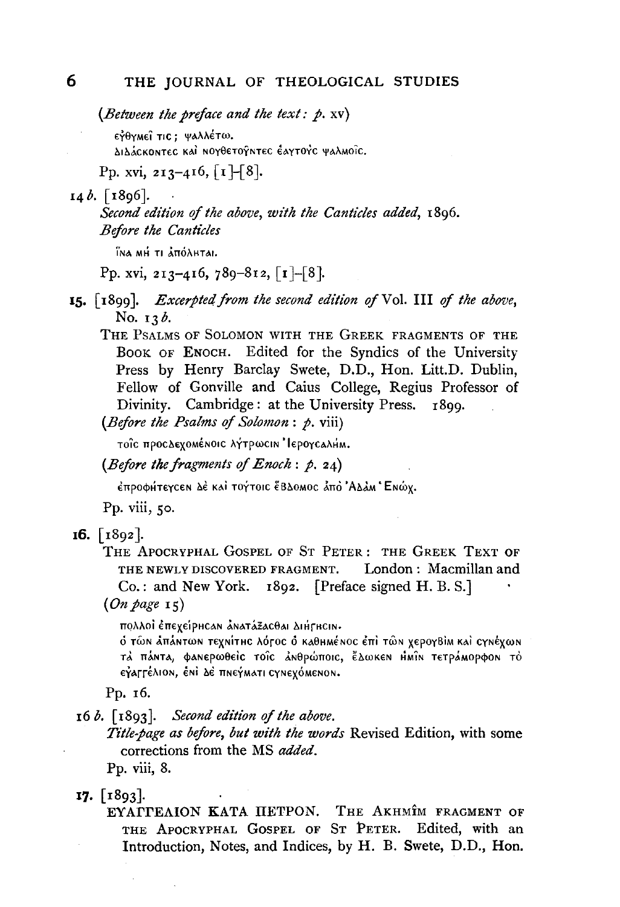(*Between the preface and the text: p.* xv)

εὐθυμεῖ τις; ψαλλέτω.
διδάσκοντες καὶ νουθετοῦντες ἑαυτοὺς ψαλμοῖς.

Pp. xvi, 213–416, [1]–[8].

14 *b*. [1896].

*Second edition of the above, with the Canticles added*, 1896.
*Before the Canticles*

ἵνα μή τι ἀπόληται.

Pp. xvi, 213–416, 789–812, [1]–[8].

**15.** [1899]. *Excerpted from the second edition of* Vol. III *of the above*, No. 13 *b*.

THE PSALMS OF SOLOMON WITH THE GREEK FRAGMENTS OF THE BOOK OF ENOCH. Edited for the Syndics of the University Press by Henry Barclay Swete, D.D., Hon. Litt.D. Dublin, Fellow of Gonville and Caius College, Regius Professor of Divinity. Cambridge: at the University Press. 1899.

(*Before the Psalms of Solomon: p.* viii)

τοῖς προσδεχομένοις λύτρωσιν Ἰερουσαλήμ.

(*Before the fragments of Enoch: p.* 24)

ἐπροφήτευσεν δὲ καὶ τούτοις ἕβδομος ἀπὸ Ἀδὰμ Ἐνώχ.

Pp. viii, 50.

**16.** [1892].

THE APOCRYPHAL GOSPEL OF ST PETER: THE GREEK TEXT OF THE NEWLY DISCOVERED FRAGMENT. London: Macmillan and Co.: and New York. 1892. [Preface signed H. B. S.]

(*On page* 15)

πολλοὶ ἐπεχείρησαν ἀνατάξασθαι διήγησιν.
ὁ τῶν ἁπάντων τεχνίτης λόγος ὁ καθήμενος ἐπὶ τῶν χερουβὶμ καὶ συνέχων τὰ πάντα, φανερωθεὶς τοῖς ἀνθρώποις, ἔδωκεν ἡμῖν τετράμορφον τὸ εὐαγγέλιον, ἑνὶ δὲ πνεύματι συνεχόμενον.

Pp. 16.

16 *b*. [1893]. *Second edition of the above.*

*Title-page as before, but with the words* Revised Edition, with some corrections from the MS *added*.

Pp. viii, 8.

**17.** [1893].

ΕΥΑΓΓΕΛΙΟΝ ΚΑΤΑ ΠΕΤΡΟΝ. THE AKHMÎM FRAGMENT OF THE APOCRYPHAL GOSPEL OF ST PETER. Edited, with an Introduction, Notes, and Indices, by H. B. Swete, D.D., Hon.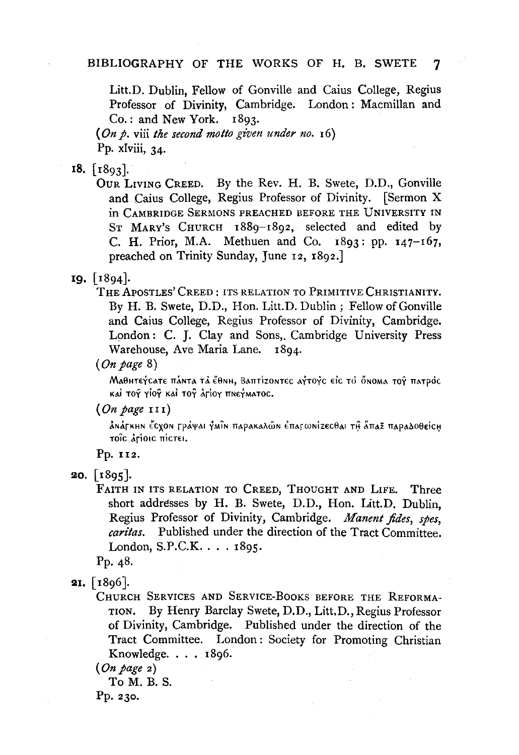Litt.D. Dublin, Fellow of Gonville and Caius College, Regius Professor of Divinity, Cambridge. London: Macmillan and Co.: and New York. 1893.

(*On p.* viii *the second motto given under no.* 16)

Pp. xlviii, 34.

**18.** [1893].

OUR LIVING CREED. By the Rev. H. B. Swete, D.D., Gonville and Caius College, Regius Professor of Divinity. [Sermon X in CAMBRIDGE SERMONS PREACHED BEFORE THE UNIVERSITY IN ST MARY'S CHURCH 1889–1892, selected and edited by C. H. Prior, M.A. Methuen and Co. 1893: pp. 147–167, preached on Trinity Sunday, June 12, 1892.]

**19.** [1894].

THE APOSTLES' CREED: ITS RELATION TO PRIMITIVE CHRISTIANITY. By H. B. Swete, D.D., Hon. Litt.D. Dublin; Fellow of Gonville and Caius College, Regius Professor of Divinity, Cambridge. London: C. J. Clay and Sons,. Cambridge University Press Warehouse, Ave Maria Lane. 1894.

(*On page* 8)

Μαθητεύσατε πάντα τὰ ἔθνη, βαπτίζοντες αὐτοὺς εἰς τὸ ὄνομα τοῦ πατρὸς καὶ τοῦ υἱοῦ καὶ τοῦ ἁγίου πνεύματος.

(*On page* 111)

ἀνάγκην ἔσχον γράψαι ὑμῖν παρακαλῶν ἐπαγωνίζεσθαι τῇ ἅπαξ παραδοθείσῃ τοῖς ἁγίοις πίστει.

Pp. 112.

**20.** [1895].

FAITH IN ITS RELATION TO CREED, THOUGHT AND LIFE. Three short addresses by H. B. Swete, D.D., Hon. Litt.D. Dublin, Regius Professor of Divinity, Cambridge. *Manent fides, spes, caritas.* Published under the direction of the Tract Committee. London, S.P.C.K. . . . 1895.

Pp. 48.

**21.** [1896].

CHURCH SERVICES AND SERVICE-BOOKS BEFORE THE REFORMATION. By Henry Barclay Swete, D.D., Litt.D., Regius Professor of Divinity, Cambridge. Published under the direction of the Tract Committee. London: Society for Promoting Christian Knowledge. . . . 1896.

(*On page* 2)

To M. B. S.

Pp. 230.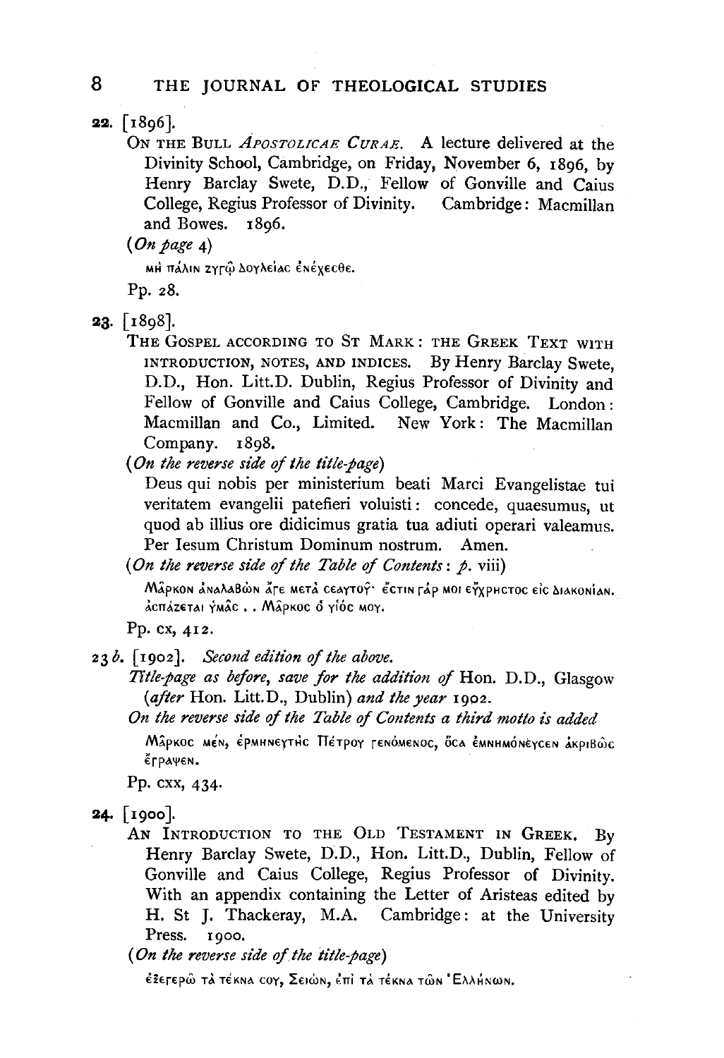**22.** [1896].

ON THE BULL *APOSTOLICAE CURAE*. A lecture delivered at the Divinity School, Cambridge, on Friday, November 6, 1896, by Henry Barclay Swete, D.D., Fellow of Gonville and Caius College, Regius Professor of Divinity. Cambridge: Macmillan and Bowes. 1896.

(*On page* 4)

μὴ πάλιν ζυγῷ δουλείας ἐνέχεσθε.

Pp. 28.

**23.** [1898].

THE GOSPEL ACCORDING TO ST MARK: THE GREEK TEXT WITH INTRODUCTION, NOTES, AND INDICES. By Henry Barclay Swete, D.D., Hon. Litt.D. Dublin, Regius Professor of Divinity and Fellow of Gonville and Caius College, Cambridge. London: Macmillan and Co., Limited. New York: The Macmillan Company. 1898.

(*On the reverse side of the title-page*)

Deus qui nobis per ministerium beati Marci Evangelistae tui veritatem evangelii patefieri voluisti: concede, quaesumus, ut quod ab illius ore didicimus gratia tua adiuti operari valeamus. Per Iesum Christum Dominum nostrum. Amen.

(*On the reverse side of the Table of Contents*: *p.* viii)

Μᾶρκον ἀναλαβὼν ἄγε μετὰ σεαυτοῦ· ἔστιν γάρ μοι εὔχρηστος εἰς διακονίαν. ἀσπάζεται ὑμᾶς . . Μᾶρκος ὁ υἱός μου.

Pp. cx, 412.

**23** *b.* [1902]. *Second edition of the above.*

*Title-page as before, save for the addition of* Hon. D.D., Glasgow (*after* Hon. Litt.D., Dublin) *and the year* 1902.

*On the reverse side of the Table of Contents a third motto is added*

Μᾶρκος μέν, ἑρμηνευτὴς Πέτρου γενόμενος, ὅσα ἐμνημόνευσεν ἀκριβῶς ἔγραψεν.

Pp. cxx, 434.

**24.** [1900].

AN INTRODUCTION TO THE OLD TESTAMENT IN GREEK. By Henry Barclay Swete, D.D., Hon. Litt.D., Dublin, Fellow of Gonville and Caius College, Regius Professor of Divinity. With an appendix containing the Letter of Aristeas edited by H. St J. Thackeray, M.A. Cambridge: at the University Press. 1900.

(*On the reverse side of the title-page*)

ἐξεγερῶ τὰ τέκνα σου, Σειών, ἐπὶ τὰ τέκνα τῶν Ἑλλήνων.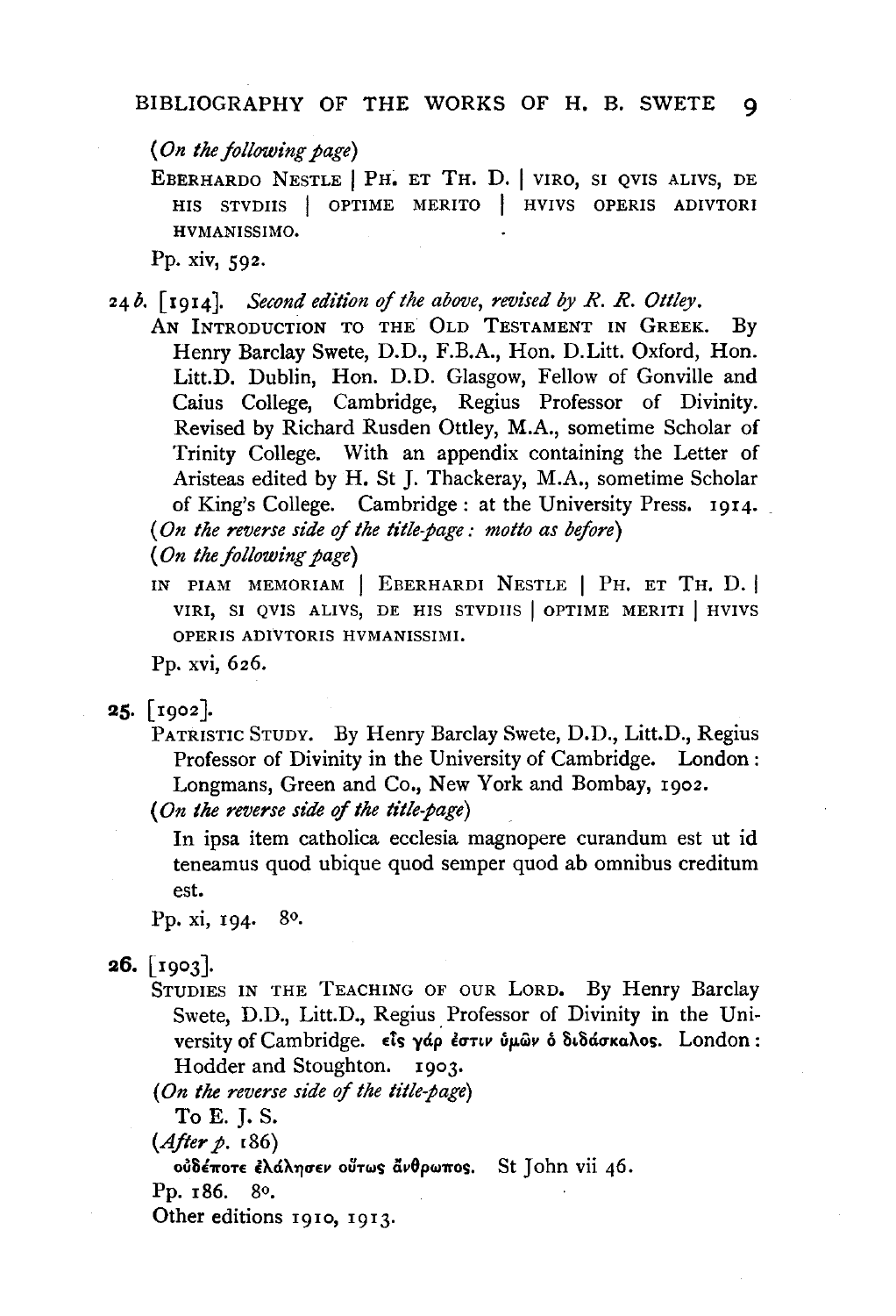(*On the following page*)

EBERHARDO NESTLE | PH. ET TH. D. | VIRO, SI QVIS ALIVS, DE HIS STVDIIS | OPTIME MERITO | HVIVS OPERIS ADIVTORI HVMANISSIMO.

Pp. xiv, 592.

24 *b*. [1914]. *Second edition of the above, revised by R. R. Ottley.*

AN INTRODUCTION TO THE OLD TESTAMENT IN GREEK. By Henry Barclay Swete, D.D., F.B.A., Hon. D.Litt. Oxford, Hon. Litt.D. Dublin, Hon. D.D. Glasgow, Fellow of Gonville and Caius College, Cambridge, Regius Professor of Divinity. Revised by Richard Rusden Ottley, M.A., sometime Scholar of Trinity College. With an appendix containing the Letter of Aristeas edited by H. St J. Thackeray, M.A., sometime Scholar of King's College. Cambridge: at the University Press. 1914.

(*On the reverse side of the title-page: motto as before*)

(*On the following page*)

IN PIAM MEMORIAM | EBERHARDI NESTLE | PH. ET TH. D. | VIRI, SI QVIS ALIVS, DE HIS STVDIIS | OPTIME MERITI | HVIVS OPERIS ADIVTORIS HVMANISSIMI.

Pp. xvi, 626.

**25.** [1902].

PATRISTIC STUDY. By Henry Barclay Swete, D.D., Litt.D., Regius Professor of Divinity in the University of Cambridge. London: Longmans, Green and Co., New York and Bombay, 1902.

(*On the reverse side of the title-page*)

In ipsa item catholica ecclesia magnopere curandum est ut id teneamus quod ubique quod semper quod ab omnibus creditum est.

Pp. xi, 194. 8°.

**26.** [1903].

STUDIES IN THE TEACHING OF OUR LORD. By Henry Barclay Swete, D.D., Litt.D., Regius Professor of Divinity in the University of Cambridge. εἷς γάρ ἐστιν ὑμῶν ὁ διδάσκαλος. London: Hodder and Stoughton. 1903.

(*On the reverse side of the title-page*)

To E. J. S.

(*After p.* 186)

οὐδέποτε ἐλάλησεν οὕτως ἄνθρωπος. St John vii 46.

Pp. 186. 8°.

Other editions 1910, 1913.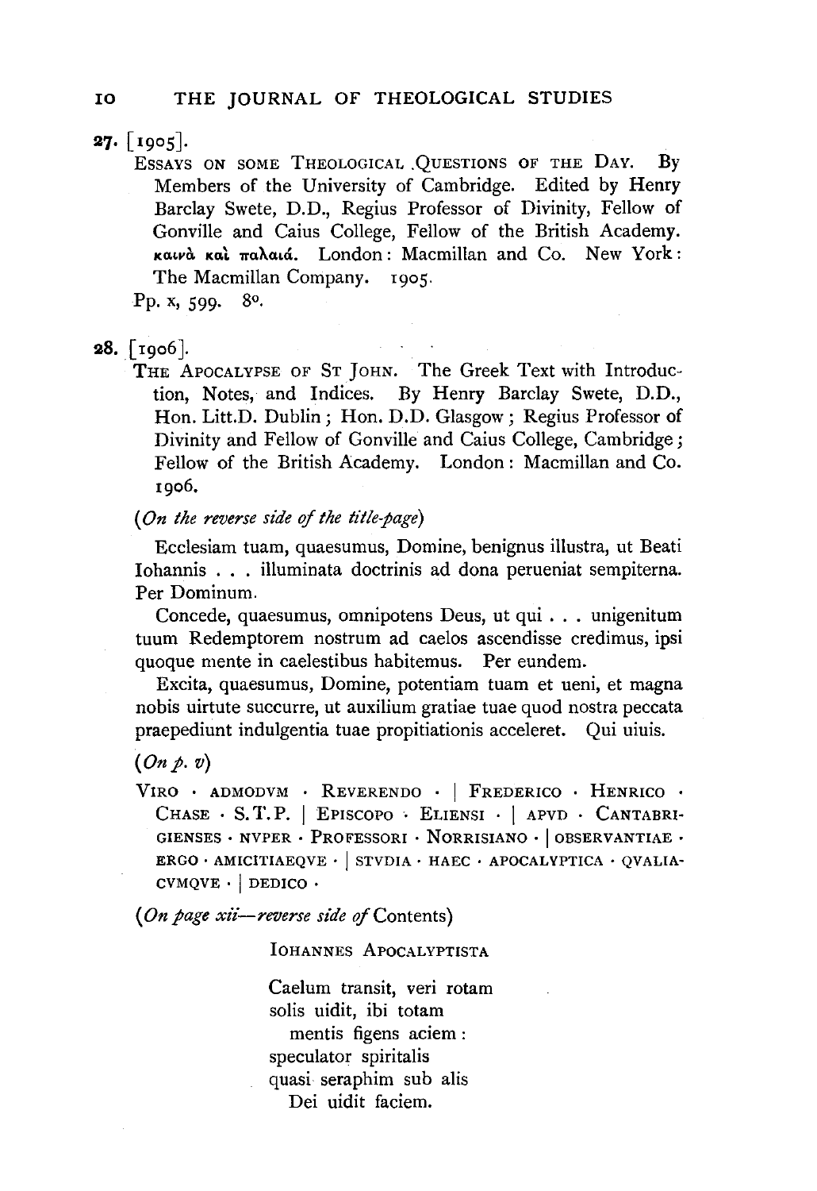**27.** [1905].

Essays on some Theological Questions of the Day. By Members of the University of Cambridge. Edited by Henry Barclay Swete, D.D., Regius Professor of Divinity, Fellow of Gonville and Caius College, Fellow of the British Academy. καινὰ καὶ παλαιά. London: Macmillan and Co. New York: The Macmillan Company. 1905.

Pp. x, 599. 8o.

**28.** [1906].

The Apocalypse of St John. The Greek Text with Introduction, Notes, and Indices. By Henry Barclay Swete, D.D., Hon. Litt.D. Dublin; Hon. D.D. Glasgow; Regius Professor of Divinity and Fellow of Gonville and Caius College, Cambridge; Fellow of the British Academy. London: Macmillan and Co. 1906.

(*On the reverse side of the title-page*)

Ecclesiam tuam, quaesumus, Domine, benignus illustra, ut Beati Iohannis . . . illuminata doctrinis ad dona perueniat sempiterna. Per Dominum.

Concede, quaesumus, omnipotens Deus, ut qui . . . unigenitum tuum Redemptorem nostrum ad caelos ascendisse credimus, ipsi quoque mente in caelestibus habitemus. Per eundem.

Excita, quaesumus, Domine, potentiam tuam et ueni, et magna nobis uirtute succurre, ut auxilium gratiae tuae quod nostra peccata praepediunt indulgentia tuae propitiationis acceleret. Qui uiuis.

(*On p. v*)

VIRO · ADMODVM · REVERENDO · | FREDERICO · HENRICO · CHASE · S.T.P. | EPISCOPO · ELIENSI · | APVD · CANTABRIGIENSES · NVPER · PROFESSORI · NORRISIANO · | OBSERVANTIAE · ERGO · AMICITIAEQVE · | STVDIA · HAEC · APOCALYPTICA · QVALIACVMQVE · | DEDICO ·

(*On page xii—reverse side of* Contents)

IOHANNES APOCALYPTISTA

Caelum transit, veri rotam
solis uidit, ibi totam
  mentis figens aciem:
speculator spiritalis
quasi seraphim sub alis
  Dei uidit faciem.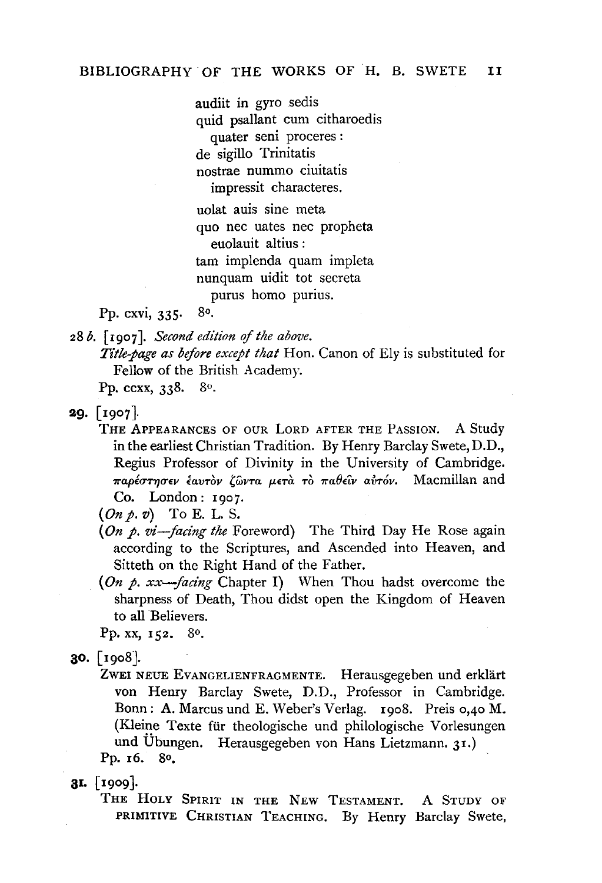audiit in gyro sedis  
quid psallant cum citharoedis  
  quater seni proceres:  
de sigillo Trinitatis  
nostrae nummo ciuitatis  
  impressit characteres.

uolat auis sine meta  
quo nec uates nec propheta  
  euolauit altius:  
tam implenda quam impleta  
nunquam uidit tot secreta  
  purus homo purius.

Pp. cxvi, 335. 8o.

28 *b*. [1907]. *Second edition of the above.*

*Title-page as before except that* Hon. Canon of Ely is substituted for Fellow of the British Academy.

Pp. ccxx, 338. 8o.

**29.** [1907].

THE APPEARANCES OF OUR LORD AFTER THE PASSION. A Study in the earliest Christian Tradition. By Henry Barclay Swete, D.D., Regius Professor of Divinity in the University of Cambridge. παρέστησεν ἑαυτὸν ζῶντα μετὰ τὸ παθεῖν αὐτόν. Macmillan and Co. London: 1907.

(*On p. v*) To E. L. S.

(*On p. vi—facing the* Foreword) The Third Day He Rose again according to the Scriptures, and Ascended into Heaven, and Sitteth on the Right Hand of the Father.

(*On p. xx—facing* Chapter I) When Thou hadst overcome the sharpness of Death, Thou didst open the Kingdom of Heaven to all Believers.

Pp. xx, 152. 8o.

**30.** [1908].

ZWEI NEUE EVANGELIENFRAGMENTE. Herausgegeben und erklärt von Henry Barclay Swete, D.D., Professor in Cambridge. Bonn: A. Marcus und E. Weber's Verlag. 1908. Preis 0,40 M. (Kleine Texte für theologische und philologische Vorlesungen und Übungen. Herausgegeben von Hans Lietzmann. 31.)

Pp. 16. 8o.

**31.** [1909].

THE HOLY SPIRIT IN THE NEW TESTAMENT. A STUDY OF PRIMITIVE CHRISTIAN TEACHING. By Henry Barclay Swete,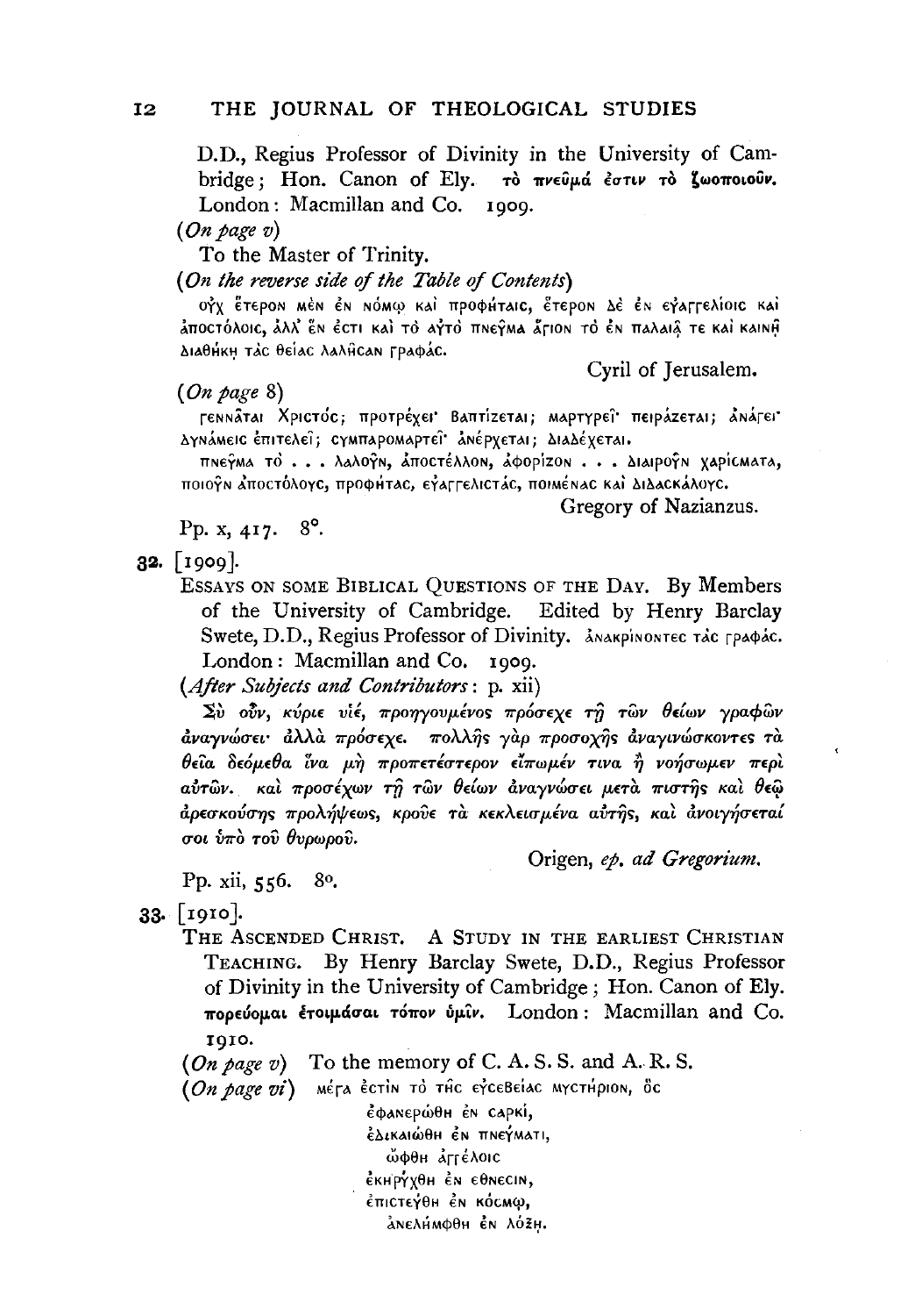D.D., Regius Professor of Divinity in the University of Cambridge; Hon. Canon of Ely. τὸ πνεῦμά ἐστιν τὸ ζωοποιοῦν. London: Macmillan and Co. 1909.

(*On page v*)

To the Master of Trinity.

(*On the reverse side of the Table of Contents*)

οὐχ ἕτερον μὲν ἐν νόμῳ καὶ προφήταις, ἕτερον δὲ ἐν εὐαγγελίοις καὶ ἀποστόλοις, ἀλλ' ἕν ἐστι καὶ τὸ αὐτὸ πνεῦμα ἅγιον τὸ ἐν παλαιᾷ τε καὶ καινῇ διαθήκῃ τὰς θείας λαλῆσαν γραφάς.

Cyril of Jerusalem.

(*On page 8*)

γεννᾶται Χριστός; προτρέχει· βαπτίζεται; μαρτυρεῖ· πειράζεται; ἀνάγει· δυνάμεις ἐπιτελεῖ; συμπαρομαρτεῖ· ἀνέρχεται; διαδέχεται.

πνεῦμα τὸ . . . λαλοῦν, ἀποστέλλον, ἀφορίζον . . . διαιροῦν χαρίσματα, ποιοῦν ἀποστόλους, προφήτας, εὐαγγελιστάς, ποιμένας καὶ διδασκάλους.

Gregory of Nazianzus.

Pp. x, 417. 8°.

**32.** [1909].

ESSAYS ON SOME BIBLICAL QUESTIONS OF THE DAY. By Members of the University of Cambridge. Edited by Henry Barclay Swete, D.D., Regius Professor of Divinity. ἀνακρίνοντες τὰς γραφάς. London: Macmillan and Co. 1909.

(*After Subjects and Contributors*: p. xii)

Σὺ οὖν, κύριε υἱέ, προηγουμένος πρόσεχε τῇ τῶν θείων γραφῶν ἀναγνώσει· ἀλλὰ πρόσεχε. πολλῆς γὰρ προσοχῆς ἀναγινώσκοντες τὰ θεῖα δεόμεθα ἵνα μὴ προπετέστερον εἴπωμέν τινα ἢ νοήσωμεν περὶ αὐτῶν. καὶ προσέχων τῇ τῶν θείων ἀναγνώσει μετὰ πιστῆς καὶ θεῷ ἀρεσκούσης προλήψεως, κροῦε τὰ κεκλεισμένα αὐτῆς, καὶ ἀνοιγήσεταί σοι ὑπὸ τοῦ θυρωροῦ.

Origen, *ep. ad Gregorium.*

Pp. xii, 556. 8°.

**33.** [1910].

THE ASCENDED CHRIST. A STUDY IN THE EARLIEST CHRISTIAN TEACHING. By Henry Barclay Swete, D.D., Regius Professor of Divinity in the University of Cambridge; Hon. Canon of Ely. πορεύομαι ἑτοιμάσαι τόπον ὑμῖν. London: Macmillan and Co. 1910.

(*On page v*) To the memory of C. A. S. S. and A. R. S.

(*On page vi*) μέγα ἐστὶν τὸ τῆς εὐσεβείας μυστήριον, ὅς

ἐφανερώθη ἐν σαρκί,
ἐδικαιώθη ἐν πνεύματι,
ὤφθη ἀγγέλοις
ἐκηρύχθη ἐν ἔθνεσιν,
ἐπιστεύθη ἐν κόσμῳ,
ἀνελήμφθη ἐν δόξῃ.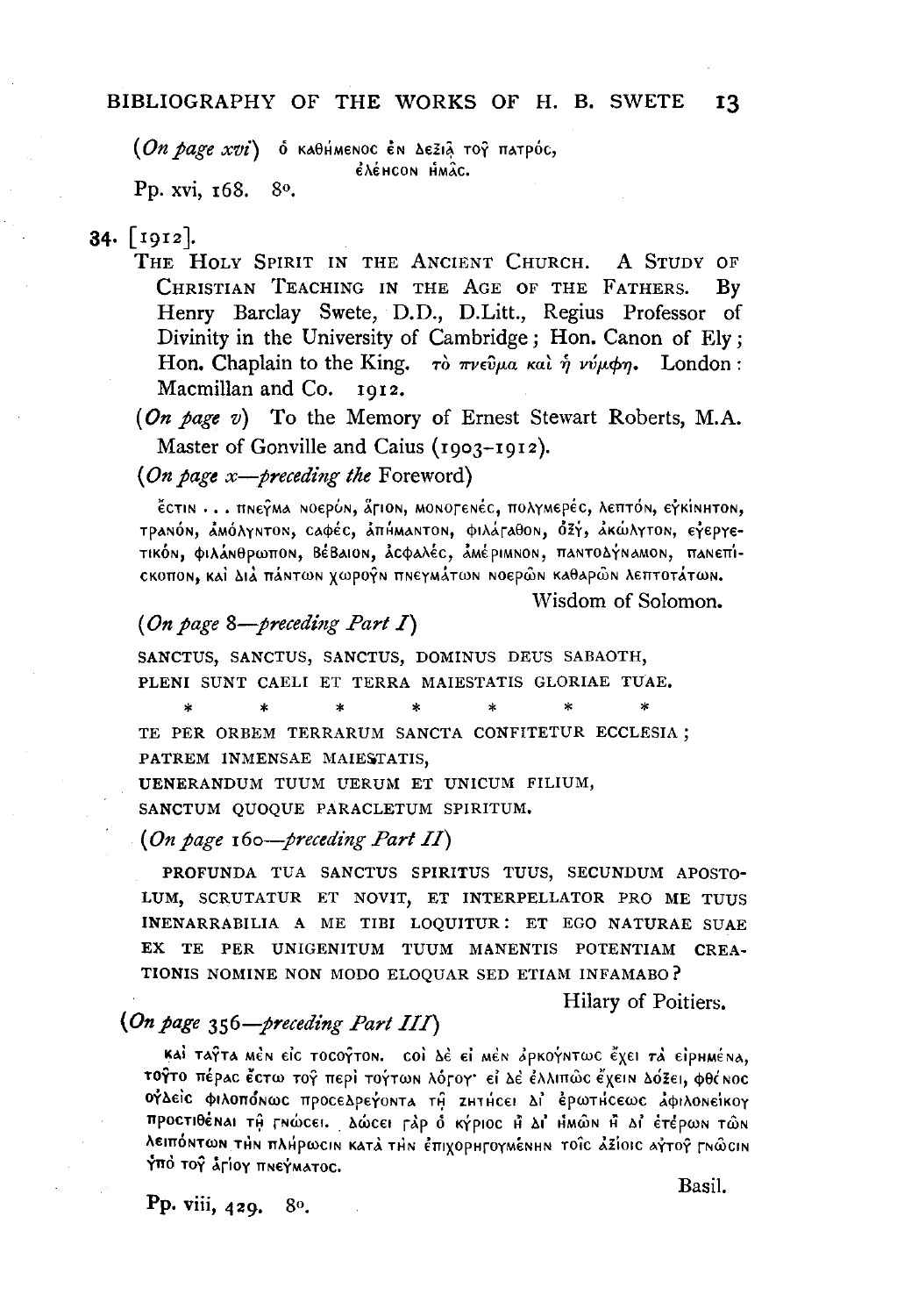(*On page xvi*) ὁ καθήμενος ἐν δεξιᾷ τοῦ πατρός,
ἐλέησον ἡμᾶς.

Pp. xvi, 168. 8°.

34. [1912].

THE HOLY SPIRIT IN THE ANCIENT CHURCH. A STUDY OF CHRISTIAN TEACHING IN THE AGE OF THE FATHERS. By Henry Barclay Swete, D.D., D.Litt., Regius Professor of Divinity in the University of Cambridge; Hon. Canon of Ely; Hon. Chaplain to the King. τὸ πνεῦμα καὶ ἡ νύμφη. London: Macmillan and Co. 1912.

(*On page v*) To the Memory of Ernest Stewart Roberts, M.A. Master of Gonville and Caius (1903–1912).

(*On page x—preceding the* Foreword)

ἔστιν . . . πνεῦμα νοερόν, ἅγιον, μονογενές, πολυμερές, λεπτόν, εὐκίνητον, τρανόν, ἀμόλυντον, σαφές, ἀπήμαντον, φιλάγαθον, ὀξύ, ἀκώλυτον, εὐεργετικόν, φιλάνθρωπον, βέβαιον, ἀσφαλές, ἀμέριμνον, παντοδύναμον, πανεπίσκοπον, καὶ διὰ πάντων χωροῦν πνευμάτων νοερῶν καθαρῶν λεπτοτάτων.

Wisdom of Solomon.

(*On page 8—preceding Part I*)

SANCTUS, SANCTUS, SANCTUS, DOMINUS DEUS SABAOTH,
PLENI SUNT CAELI ET TERRA MAIESTATIS GLORIAE TUAE.

\* \* \* \* \* \* \*

TE PER ORBEM TERRARUM SANCTA CONFITETUR ECCLESIA;
PATREM INMENSAE MAIESTATIS,
UENERANDUM TUUM UERUM ET UNICUM FILIUM,
SANCTUM QUOQUE PARACLETUM SPIRITUM.

(*On page 160—preceding Part II*)

PROFUNDA TUA SANCTUS SPIRITUS TUUS, SECUNDUM APOSTOLUM, SCRUTATUR ET NOVIT, ET INTERPELLATOR PRO ME TUUS INENARRABILIA A ME TIBI LOQUITUR: ET EGO NATURAE SUAE EX TE PER UNIGENITUM TUUM MANENTIS POTENTIAM CREATIONIS NOMINE NON MODO ELOQUAR SED ETIAM INFAMABO?

Hilary of Poitiers.

(*On page 356—preceding Part III*)

καὶ ταῦτα μὲν εἰς τοσοῦτον. σοὶ δὲ εἰ μὲν ἀρκούντως ἔχει τὰ εἰρημένα, τοῦτο πέρας ἔστω τοῦ περὶ τούτων λόγου· εἰ δὲ ἐλλιπῶς ἔχειν δόξει, φθόνος οὐδεὶς φιλοπόνως προσεδρεύοντα τῇ ζητήσει δι' ἐρωτήσεως ἀφιλονείκου προστιθέναι τῇ γνώσει. δώσει γὰρ ὁ κύριος ἢ δι' ἡμῶν ἢ δι' ἑτέρων τῶν λειπόντων τὴν πλήρωσιν κατὰ τὴν ἐπιχορηγουμένην τοῖς ἀξίοις αὐτοῦ γνῶσιν ὑπὸ τοῦ ἁγίου πνεύματος.

Basil.

Pp. viii, 429. 8°.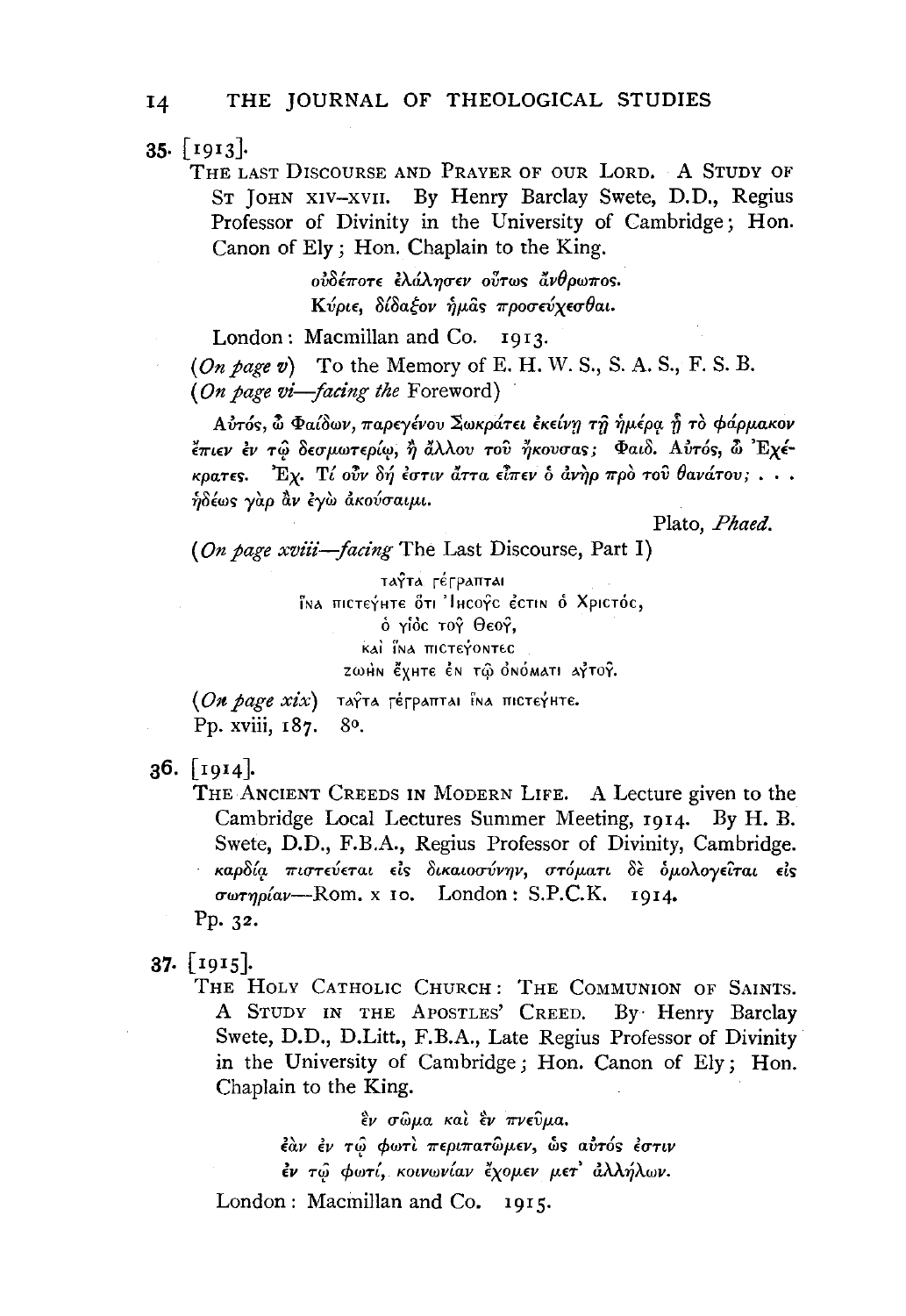35. [1913].

The Last Discourse and Prayer of our Lord. A Study of St John xiv–xvii. By Henry Barclay Swete, D.D., Regius Professor of Divinity in the University of Cambridge; Hon. Canon of Ely; Hon. Chaplain to the King.

> οὐδέποτε ἐλάλησεν οὕτως ἄνθρωπος.
> Κύριε, δίδαξον ἡμᾶς προσεύχεσθαι.

London: Macmillan and Co. 1913.

(*On page v*) To the Memory of E. H. W. S., S. A. S., F. S. B.

(*On page vi—facing the* Foreword)

> Αὐτός, ὦ Φαίδων, παρεγένου Σωκράτει ἐκείνῃ τῇ ἡμέρᾳ ᾗ τὸ φάρμακον ἔπιεν ἐν τῷ δεσμωτηρίῳ, ἢ ἄλλου του ἤκουσας; Φαιδ. Αὐτός, ὦ Ἐχέκρατες. Ἐχ. Τί οὖν δή ἐστιν ἄττα εἶπεν ὁ ἀνὴρ πρὸ τοῦ θανάτου; . . . ἡδέως γὰρ ἂν ἐγὼ ἀκούσαιμι.
>
> Plato, *Phaed.*

(*On page xviii—facing* The Last Discourse, Part I)

> ταῦτα γέγραπται
> ἵνα πιστεύητε ὅτι Ἰησοῦς ἐστιν ὁ Χριστός,
> ὁ υἱὸς τοῦ Θεοῦ,
> καὶ ἵνα πιστεύοντες
> ζωὴν ἔχητε ἐν τῷ ὀνόματι αὐτοῦ.

(*On page xix*) ταῦτα γέγραπται ἵνα πιστεύητε.

Pp. xviii, 187. 8°.

36. [1914].

The Ancient Creeds in Modern Life. A Lecture given to the Cambridge Local Lectures Summer Meeting, 1914. By H. B. Swete, D.D., F.B.A., Regius Professor of Divinity, Cambridge. καρδίᾳ πιστεύεται εἰς δικαιοσύνην, στόματι δὲ ὁμολογεῖται εἰς σωτηρίαν—Rom. x 10. London: S.P.C.K. 1914.

Pp. 32.

37. [1915].

The Holy Catholic Church: The Communion of Saints. A Study in the Apostles' Creed. By Henry Barclay Swete, D.D., D.Litt., F.B.A., Late Regius Professor of Divinity in the University of Cambridge; Hon. Canon of Ely; Hon. Chaplain to the King.

> ἓν σῶμα καὶ ἓν πνεῦμα.
> ἐὰν ἐν τῷ φωτὶ περιπατῶμεν, ὡς αὐτός ἐστιν
> ἐν τῷ φωτί, κοινωνίαν ἔχομεν μετ' ἀλλήλων.

London: Macmillan and Co. 1915.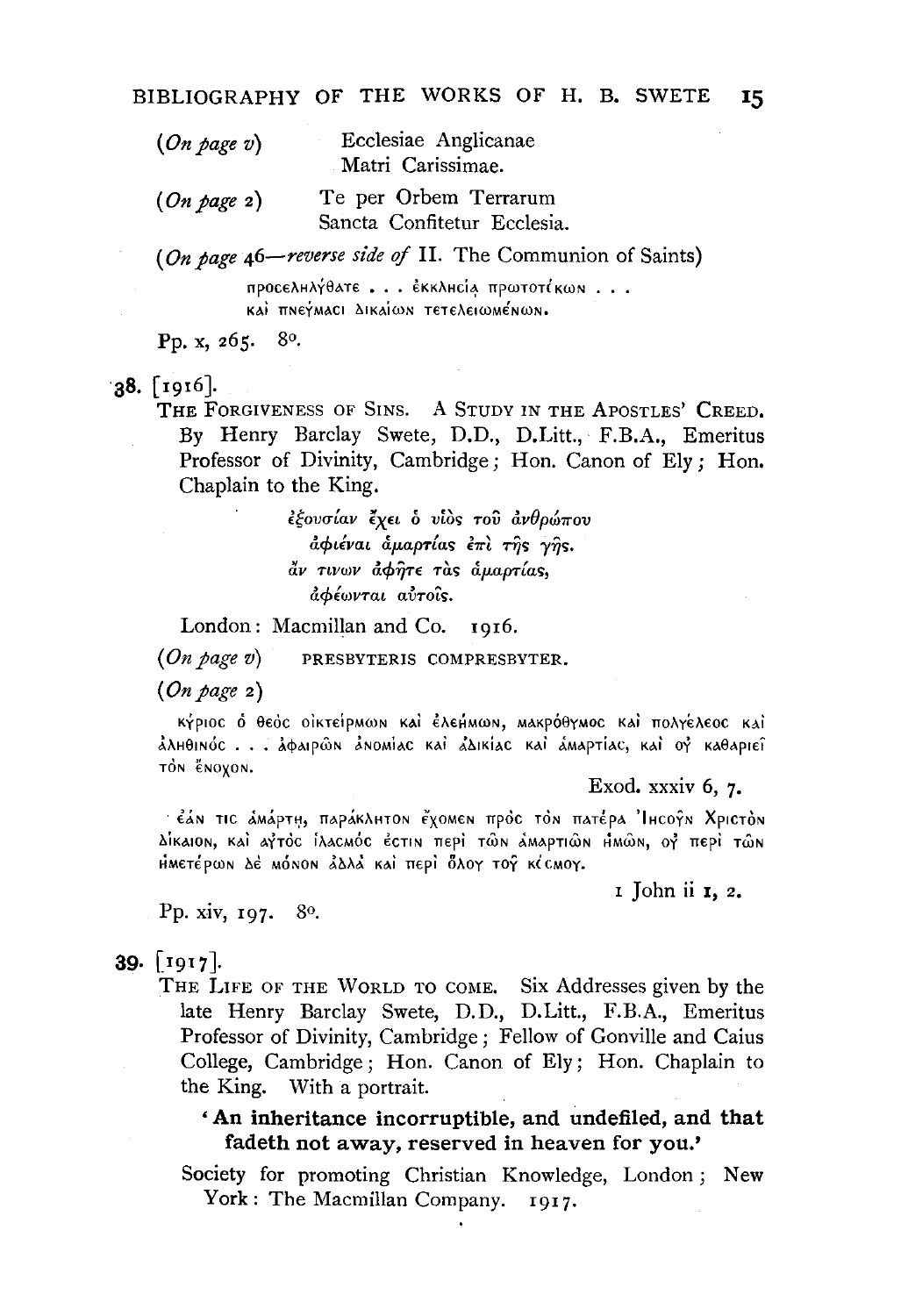(*On page v*) Ecclesiae Anglicanae
Matri Carissimae.

(*On page 2*) Te per Orbem Terrarum
Sancta Confitetur Ecclesia.

(*On page 46—reverse side of* II. The Communion of Saints)

προσεληλύθατε . . . ἐκκλησίᾳ πρωτοτόκων . . .
καὶ πνεύμασι δικαίων τετελειωμένων.

Pp. x, 265. 8°.

**38.** [1916].

THE FORGIVENESS OF SINS. A STUDY IN THE APOSTLES' CREED. By Henry Barclay Swete, D.D., D.Litt., F.B.A., Emeritus Professor of Divinity, Cambridge; Hon. Canon of Ely; Hon. Chaplain to the King.

*ἐξουσίαν ἔχει ὁ υἱὸς τοῦ ἀνθρώπου*
*ἀφιέναι ἁμαρτίας ἐπὶ τῆς γῆς.*
*ἄν τινων ἀφῆτε τὰς ἁμαρτίας,*
*ἀφέωνται αὐτοῖς.*

London: Macmillan and Co. 1916.

(*On page v*) PRESBYTERIS COMPRESBYTER.

(*On page 2*)

κύριος ὁ θεὸς οἰκτείρμων καὶ ἐλεήμων, μακρόθυμος καὶ πολύελεος καὶ ἀληθινός . . . ἀφαιρῶν ἀνομίας καὶ ἀδικίας καὶ ἁμαρτίας, καὶ οὐ καθαριεῖ τὸν ἔνοχον.

Exod. xxxiv 6, 7.

ἐάν τις ἁμάρτῃ, παράκλητον ἔχομεν πρὸς τὸν πατέρα Ἰησοῦν Χριστὸν δίκαιον, καὶ αὐτὸς ἱλασμός ἐστιν περὶ τῶν ἁμαρτιῶν ἡμῶν, οὐ περὶ τῶν ἡμετέρων δὲ μόνον ἀλλὰ καὶ περὶ ὅλου τοῦ κόσμου.

1 John ii 1, 2.

Pp. xiv, 197. 8°.

**39.** [1917].

THE LIFE OF THE WORLD TO COME. Six Addresses given by the late Henry Barclay Swete, D.D., D.Litt., F.B.A., Emeritus Professor of Divinity, Cambridge; Fellow of Gonville and Caius College, Cambridge; Hon. Canon of Ely; Hon. Chaplain to the King. With a portrait.

**'An inheritance incorruptible, and undefiled, and that fadeth not away, reserved in heaven for you.'**

Society for promoting Christian Knowledge, London; New York: The Macmillan Company. 1917.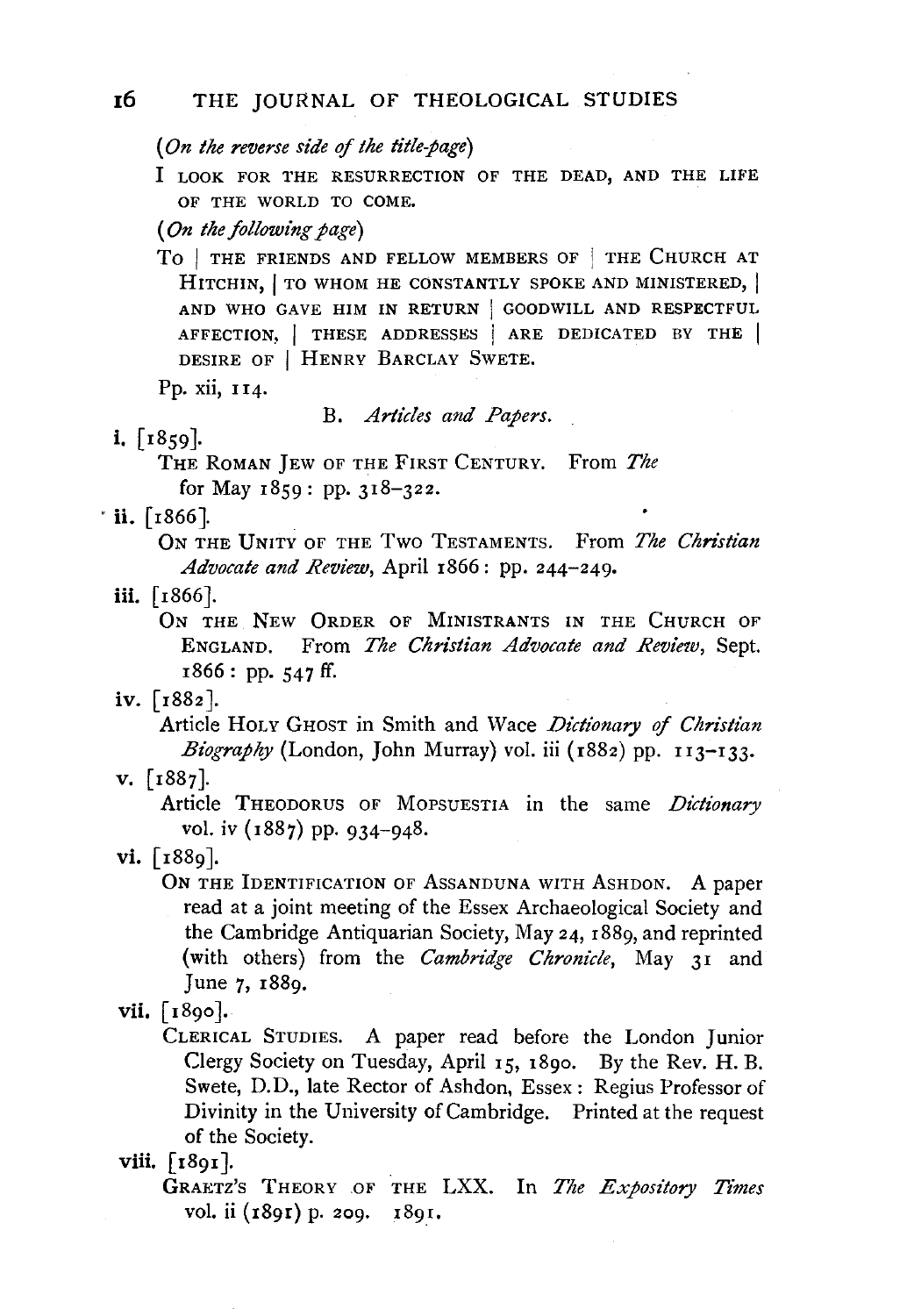(*On the reverse side of the title-page*)

I LOOK FOR THE RESURRECTION OF THE DEAD, AND THE LIFE OF THE WORLD TO COME.

(*On the following page*)

TO | THE FRIENDS AND FELLOW MEMBERS OF | THE CHURCH AT HITCHIN, | TO WHOM HE CONSTANTLY SPOKE AND MINISTERED, | AND WHO GAVE HIM IN RETURN | GOODWILL AND RESPECTFUL AFFECTION, | THESE ADDRESSES | ARE DEDICATED BY THE | DESIRE OF | HENRY BARCLAY SWETE.

Pp. xii, 114.

B. *Articles and Papers.*

**i.** [1859].
THE ROMAN JEW OF THE FIRST CENTURY. From *The* for May 1859: pp. 318–322.

**ii.** [1866].
ON THE UNITY OF THE TWO TESTAMENTS. From *The Christian Advocate and Review*, April 1866: pp. 244–249.

**iii.** [1866].
ON THE NEW ORDER OF MINISTRANTS IN THE CHURCH OF ENGLAND. From *The Christian Advocate and Review*, Sept. 1866: pp. 547 ff.

**iv.** [1882].
Article HOLY GHOST in Smith and Wace *Dictionary of Christian Biography* (London, John Murray) vol. iii (1882) pp. 113–133.

**v.** [1887].
Article THEODORUS OF MOPSUESTIA in the same *Dictionary* vol. iv (1887) pp. 934–948.

**vi.** [1889].
ON THE IDENTIFICATION OF ASSANDUNA WITH ASHDON. A paper read at a joint meeting of the Essex Archaeological Society and the Cambridge Antiquarian Society, May 24, 1889, and reprinted (with others) from the *Cambridge Chronicle*, May 31 and June 7, 1889.

**vii.** [1890].
CLERICAL STUDIES. A paper read before the London Junior Clergy Society on Tuesday, April 15, 1890. By the Rev. H. B. Swete, D.D., late Rector of Ashdon, Essex: Regius Professor of Divinity in the University of Cambridge. Printed at the request of the Society.

**viii.** [1891].
GRAETZ'S THEORY OF THE LXX. In *The Expository Times* vol. ii (1891) p. 209. 1891.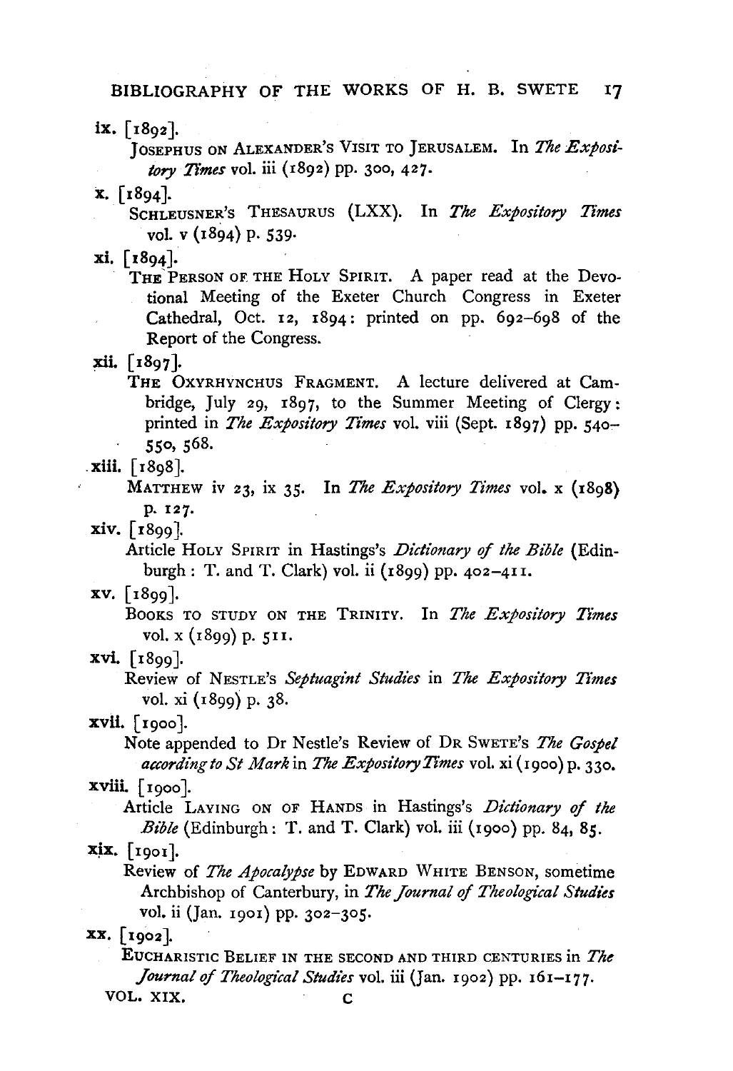ix. [1892].

JOSEPHUS ON ALEXANDER'S VISIT TO JERUSALEM. In *The Expository Times* vol. iii (1892) pp. 300, 427.

x. [1894].

SCHLEUSNER'S THESAURUS (LXX). In *The Expository Times* vol. v (1894) p. 539.

xi. [1894].

THE PERSON OF THE HOLY SPIRIT. A paper read at the Devotional Meeting of the Exeter Church Congress in Exeter Cathedral, Oct. 12, 1894: printed on pp. 692–698 of the Report of the Congress.

xii. [1897].

THE OXYRHYNCHUS FRAGMENT. A lecture delivered at Cambridge, July 29, 1897, to the Summer Meeting of Clergy: printed in *The Expository Times* vol. viii (Sept. 1897) pp. 540–550, 568.

xiii. [1898].

MATTHEW iv 23, ix 35. In *The Expository Times* vol. x (1898) p. 127.

xiv. [1899].

Article HOLY SPIRIT in Hastings's *Dictionary of the Bible* (Edinburgh: T. and T. Clark) vol. ii (1899) pp. 402–411.

xv. [1899].

BOOKS TO STUDY ON THE TRINITY. In *The Expository Times* vol. x (1899) p. 511.

xvi. [1899].

Review of NESTLE'S *Septuagint Studies* in *The Expository Times* vol. xi (1899) p. 38.

xvii. [1900].

Note appended to Dr Nestle's Review of DR SWETE'S *The Gospel according to St Mark* in *The Expository Times* vol. xi (1900) p. 330.

xviii. [1900].

Article LAYING ON OF HANDS in Hastings's *Dictionary of the Bible* (Edinburgh: T. and T. Clark) vol. iii (1900) pp. 84, 85.

xix. [1901].

Review of *The Apocalypse* by EDWARD WHITE BENSON, sometime Archbishop of Canterbury, in *The Journal of Theological Studies* vol. ii (Jan. 1901) pp. 302–305.

xx. [1902].

EUCHARISTIC BELIEF IN THE SECOND AND THIRD CENTURIES in *The Journal of Theological Studies* vol. iii (Jan. 1902) pp. 161–177.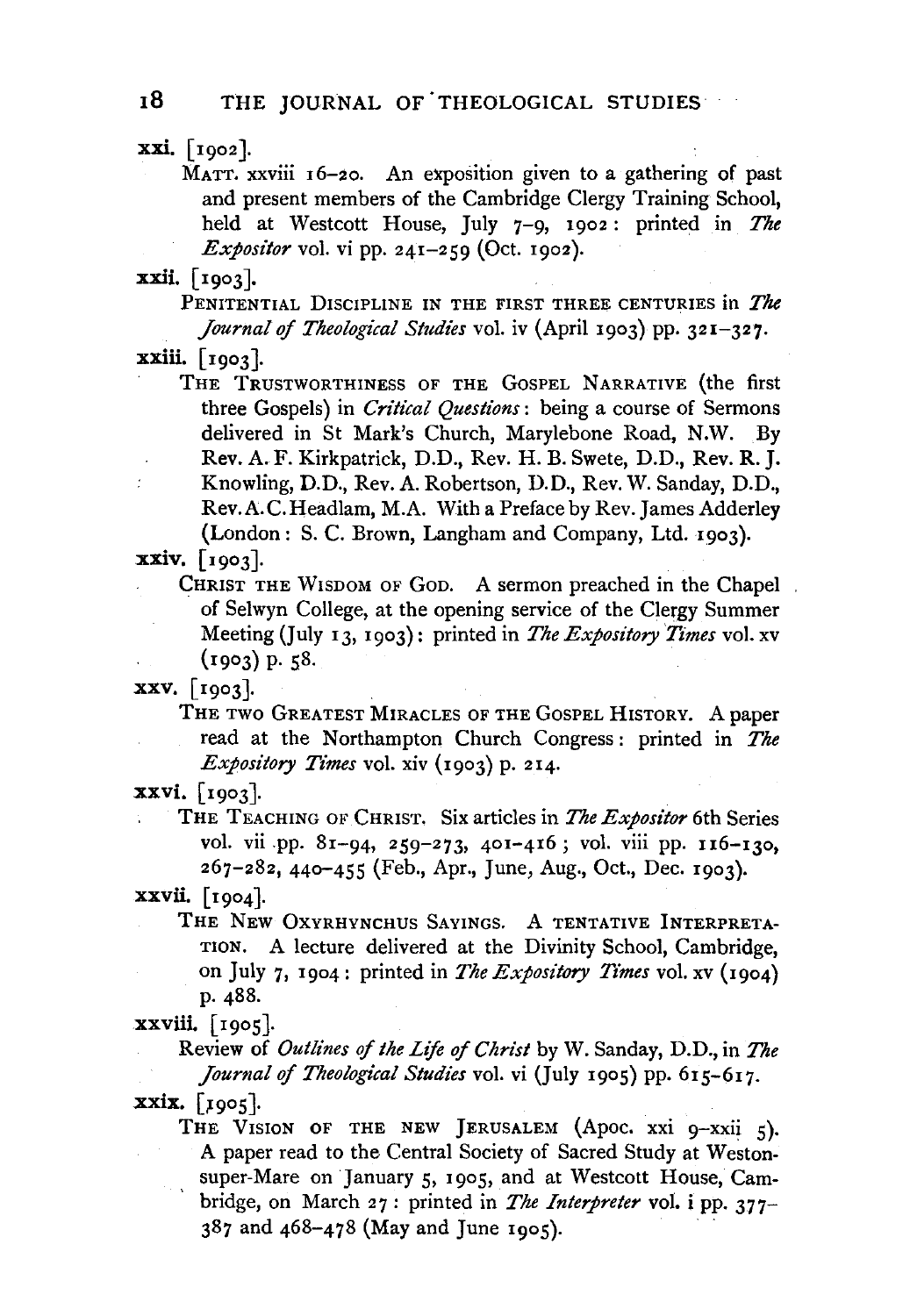**xxi.** [1902].

MATT. xxviii 16–20. An exposition given to a gathering of past and present members of the Cambridge Clergy Training School, held at Westcott House, July 7–9, 1902: printed in *The Expositor* vol. vi pp. 241–259 (Oct. 1902).

**xxii.** [1903].

PENITENTIAL DISCIPLINE IN THE FIRST THREE CENTURIES in *The Journal of Theological Studies* vol. iv (April 1903) pp. 321–327.

**xxiii.** [1903].

THE TRUSTWORTHINESS OF THE GOSPEL NARRATIVE (the first three Gospels) in *Critical Questions*: being a course of Sermons delivered in St Mark's Church, Marylebone Road, N.W. By Rev. A. F. Kirkpatrick, D.D., Rev. H. B. Swete, D.D., Rev. R. J. Knowling, D.D., Rev. A. Robertson, D.D., Rev. W. Sanday, D.D., Rev. A. C. Headlam, M.A. With a Preface by Rev. James Adderley (London: S. C. Brown, Langham and Company, Ltd. 1903).

**xxiv.** [1903].

CHRIST THE WISDOM OF GOD. A sermon preached in the Chapel of Selwyn College, at the opening service of the Clergy Summer Meeting (July 13, 1903): printed in *The Expository Times* vol. xv (1903) p. 58.

**xxv.** [1903].

THE TWO GREATEST MIRACLES OF THE GOSPEL HISTORY. A paper read at the Northampton Church Congress: printed in *The Expository Times* vol. xiv (1903) p. 214.

**xxvi.** [1903].

THE TEACHING OF CHRIST. Six articles in *The Expositor* 6th Series vol. vii pp. 81–94, 259–273, 401–416; vol. viii pp. 116–130, 267–282, 440–455 (Feb., Apr., June, Aug., Oct., Dec. 1903).

**xxvii.** [1904].

THE NEW OXYRHYNCHUS SAYINGS. A TENTATIVE INTERPRETATION. A lecture delivered at the Divinity School, Cambridge, on July 7, 1904: printed in *The Expository Times* vol. xv (1904) p. 488.

**xxviii.** [1905].

Review of *Outlines of the Life of Christ* by W. Sanday, D.D., in *The Journal of Theological Studies* vol. vi (July 1905) pp. 615–617.

**xxix.** [1905].

THE VISION OF THE NEW JERUSALEM (Apoc. xxi 9–xxii 5). A paper read to the Central Society of Sacred Study at Weston-super-Mare on January 5, 1905, and at Westcott House, Cambridge, on March 27: printed in *The Interpreter* vol. i pp. 377–387 and 468–478 (May and June 1905).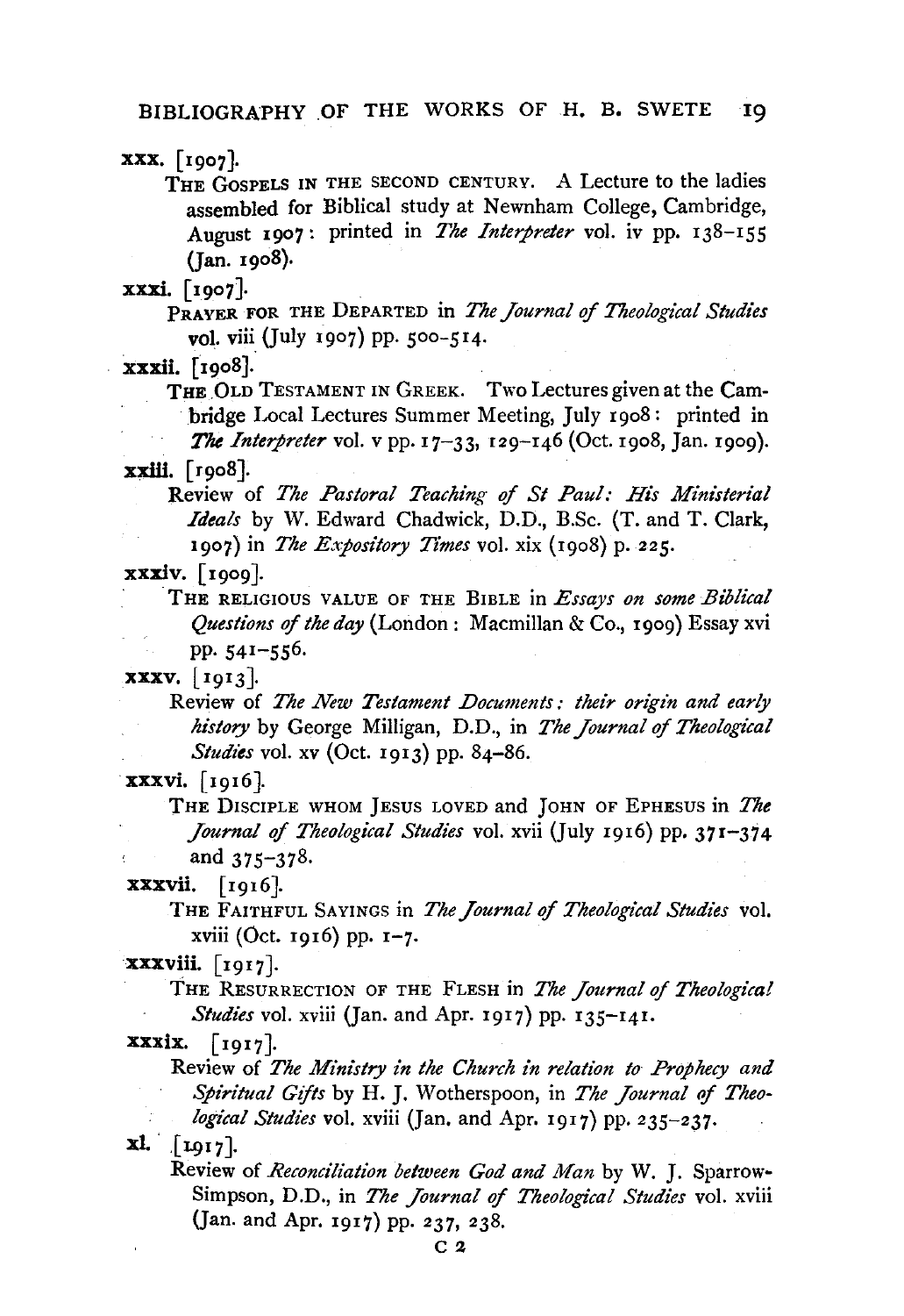**xxx.** [1907].

THE GOSPELS IN THE SECOND CENTURY. A Lecture to the ladies assembled for Biblical study at Newnham College, Cambridge, August 1907: printed in *The Interpreter* vol. iv pp. 138–155 (Jan. 1908).

**xxxi.** [1907].

PRAYER FOR THE DEPARTED in *The Journal of Theological Studies* vol. viii (July 1907) pp. 500–514.

**xxxii.** [1908].

THE OLD TESTAMENT IN GREEK. Two Lectures given at the Cambridge Local Lectures Summer Meeting, July 1908: printed in *The Interpreter* vol. v pp. 17–33, 129–146 (Oct. 1908, Jan. 1909).

**xxxiii.** [1908].

Review of *The Pastoral Teaching of St Paul: His Ministerial Ideals* by W. Edward Chadwick, D.D., B.Sc. (T. and T. Clark, 1907) in *The Expository Times* vol. xix (1908) p. 225.

**xxxiv.** [1909].

THE RELIGIOUS VALUE OF THE BIBLE in *Essays on some Biblical Questions of the day* (London: Macmillan & Co., 1909) Essay xvi pp. 541–556.

**xxxv.** [1913].

Review of *The New Testament Documents: their origin and early history* by George Milligan, D.D., in *The Journal of Theological Studies* vol. xv (Oct. 1913) pp. 84–86.

**xxxvi.** [1916].

THE DISCIPLE WHOM JESUS LOVED and JOHN OF EPHESUS in *The Journal of Theological Studies* vol. xvii (July 1916) pp. 371–374 and 375–378.

**xxxvii.** [1916].

THE FAITHFUL SAYINGS in *The Journal of Theological Studies* vol. xviii (Oct. 1916) pp. 1–7.

**xxxviii.** [1917].

THE RESURRECTION OF THE FLESH in *The Journal of Theological Studies* vol. xviii (Jan. and Apr. 1917) pp. 135–141.

**xxxix.** [1917].

Review of *The Ministry in the Church in relation to Prophecy and Spiritual Gifts* by H. J. Wotherspoon, in *The Journal of Theological Studies* vol. xviii (Jan. and Apr. 1917) pp. 235–237.

**xl.** [1917].

Review of *Reconciliation between God and Man* by W. J. Sparrow-Simpson, D.D., in *The Journal of Theological Studies* vol. xviii (Jan. and Apr. 1917) pp. 237, 238.